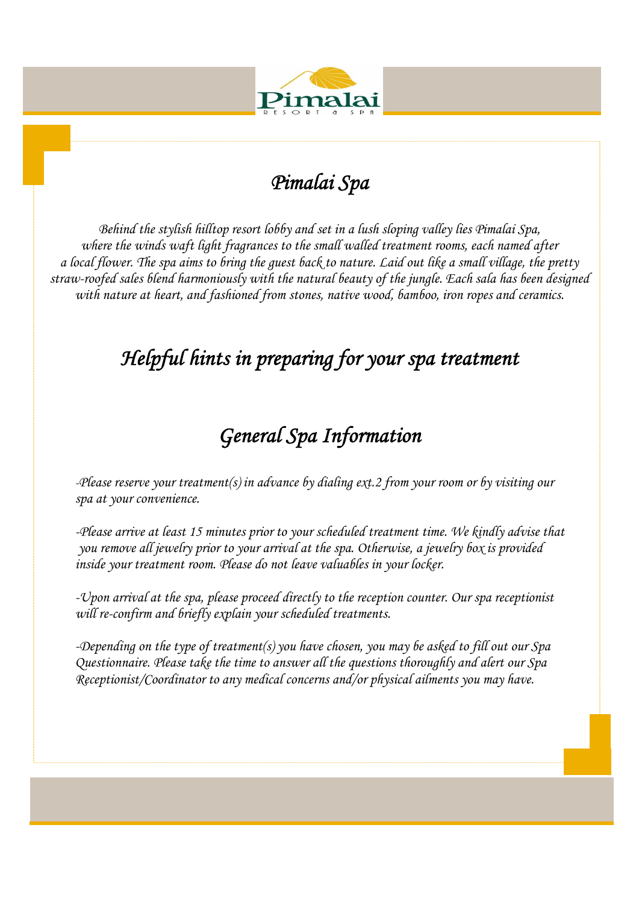# Pimalai Spa

*Behind the stylish hilltop resort lobby and set in a lush sloping valley lies Pimalai Spa, where the winds waft light fragrances to the small walled treatment rooms, each named after a local flower. The spa aims to bring the guest back to nature. Laid out like a small village, the pretty straw-roofed sales blend harmoniously with the natural beauty of the jungle. Each sala has been designed with nature at heart, and fashioned from stones, native wood, bamboo, iron ropes and ceramics.*

## Helpful hints in preparing for your spa treatment

## General Spa Information

*-Please reserve your treatment(s) in advance by dialing ext.2 from your room or by visiting our spa at your convenience.*

*-Please arrive at least 15 minutes prior to your scheduled treatment time. We kindly advise that you remove all jewelry prior to your arrival at the spa. Otherwise, a jewelry box is provided inside your treatment room. Please do not leave valuables in your locker.*

*-Upon arrival at the spa, please proceed directly to the reception counter. Our spa receptionist will re-confirm and briefly explain your scheduled treatments.*

*-Depending on the type of treatment(s) you have chosen, you may be asked to fill out our Spa Questionnaire. Please take the time to answer all the questions thoroughly and alert our Spa Receptionist/Coordinator to any medical concerns and/or physical ailments you may have.*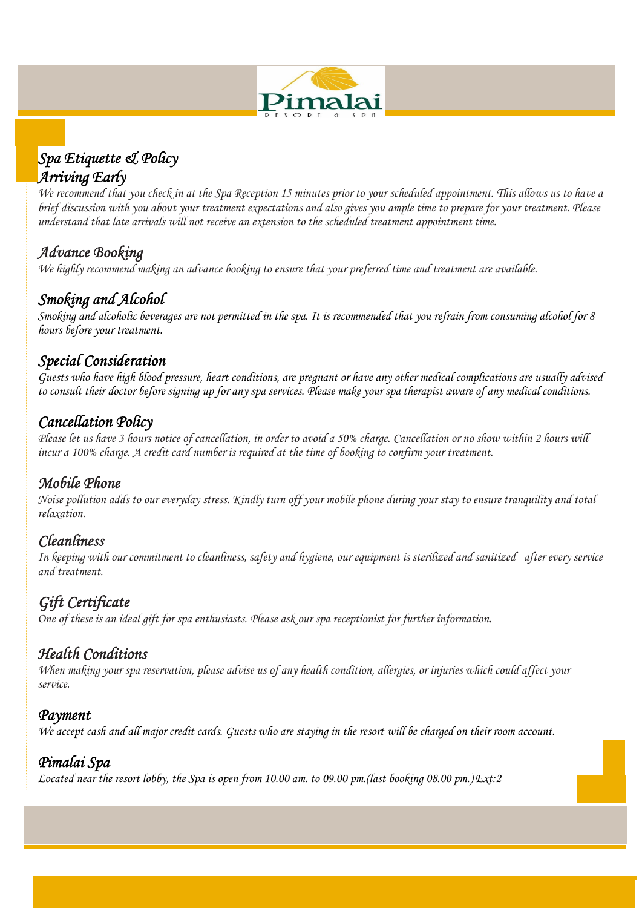## Spa Etiquette & Policy

### Arriving Early

*We recommend that you check in at the Spa Reception 15 minutes prior to your scheduled appointment. This allows us to have a brief discussion with you about your treatment expectations and also gives you ample time to prepare for your treatment. Please understand that late arrivals will not receive an extension to the scheduled treatment appointment time.*

### Advance Booking

*We highly recommend making an advance booking to ensure that your preferred time and treatment are available.*

### Smoking and Alcohol

*Smoking and alcoholic beverages are not permitted in the spa. It is recommended that you refrain from consuming alcohol for 8 hours before your treatment.*

### Special Consideration

*Guests who have high blood pressure, heart conditions, are pregnant or have any other medical complications are usually advised to consult their doctor before signing up for any spa services. Please make your spa therapist aware of any medical conditions.*

### Cancellation Policy

*Please let us have 3 hours notice of cancellation, in order to avoid a 50% charge. Cancellation or no show within 2 hours will incur a 100% charge. A credit card number is required at the time of booking to confirm your treatment.*

### Mobile Phone

*Noise pollution adds to our everyday stress. Kindly turn off your mobile phone during your stay to ensure tranquility and total relaxation.*

### Cleanliness

*In keeping with our commitment to cleanliness, safety and hygiene, our equipment is sterilized and sanitized after every service and treatment.*

### Gift Certificate

*One of these is an ideal gift for spa enthusiasts. Please ask our spa receptionist for further information.*

### Health Conditions

*When making your spa reservation, please advise us of any health condition, allergies, or injuries which could affect your service.*

### Payment

*We accept cash and all major credit cards. Guests who are staying in the resort will be charged on their room account.*

### Pimalai Spa

*Located near the resort lobby, the Spa is open from 10.00 am. to 09.00 pm.(last booking 08.00 pm.) Ext:2*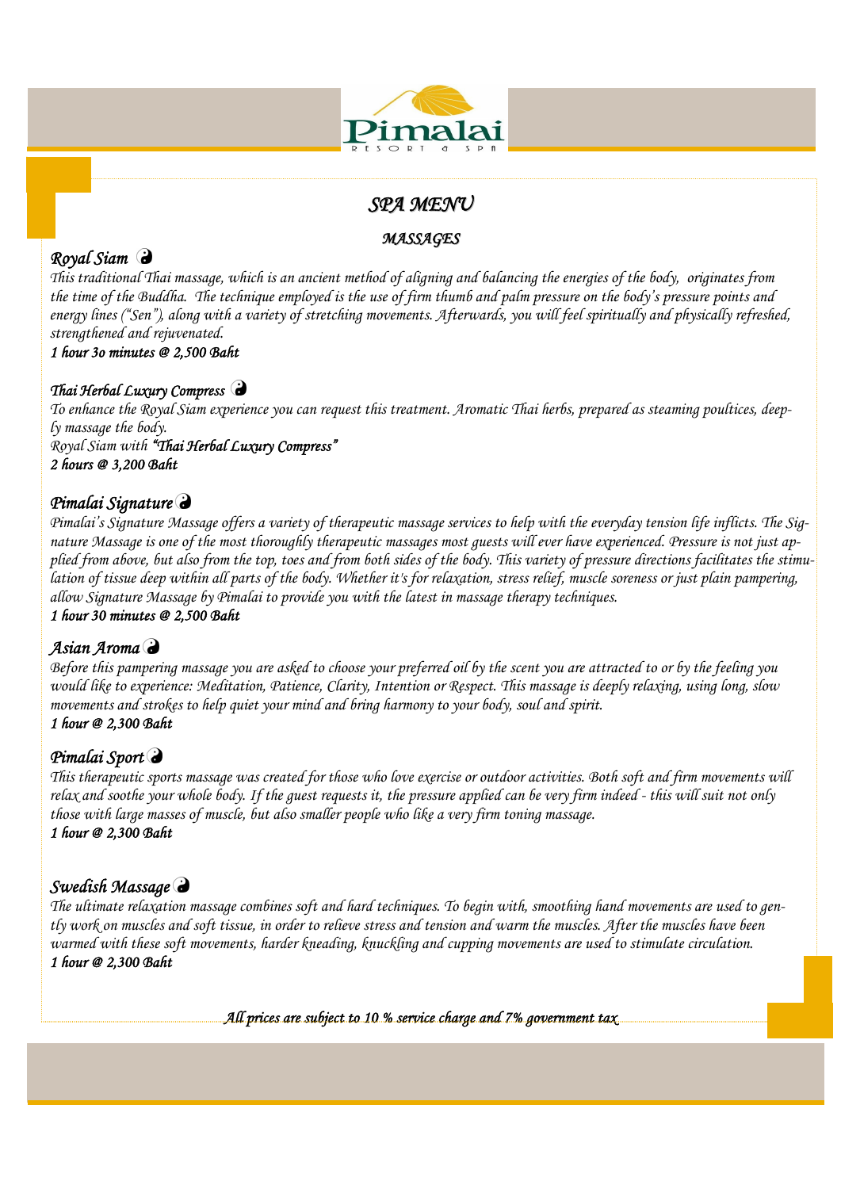Pimalai
RESORT & SPA

# SPA MENU

## MASSAGES

### *Royal Siam* ☯

*This traditional Thai massage, which is an ancient method of aligning and balancing the energies of the body, originates from the time of the Buddha. The technique employed is the use of firm thumb and palm pressure on the body's pressure points and energy lines ("Sen"), along with a variety of stretching movements. Afterwards, you will feel spiritually and physically refreshed, strengthened and rejuvenated.*

***1 hour 3o minutes @ 2,500 Baht***

### *Thai Herbal Luxury Compress* ☯

*To enhance the Royal Siam experience you can request this treatment. Aromatic Thai herbs, prepared as steaming poultices, deeply massage the body.*

*Royal Siam with **"Thai Herbal Luxury Compress"***

***2 hours @ 3,200 Baht***

### *Pimalai Signature* ☯

*Pimalai's Signature Massage offers a variety of therapeutic massage services to help with the everyday tension life inflicts. The Signature Massage is one of the most thoroughly therapeutic massages most guests will ever have experienced. Pressure is not just applied from above, but also from the top, toes and from both sides of the body. This variety of pressure directions facilitates the stimulation of tissue deep within all parts of the body. Whether it's for relaxation, stress relief, muscle soreness or just plain pampering, allow Signature Massage by Pimalai to provide you with the latest in massage therapy techniques.*

***1 hour 30 minutes @ 2,500 Baht***

### *Asian Aroma* ☯

*Before this pampering massage you are asked to choose your preferred oil by the scent you are attracted to or by the feeling you would like to experience: Meditation, Patience, Clarity, Intention or Respect. This massage is deeply relaxing, using long, slow movements and strokes to help quiet your mind and bring harmony to your body, soul and spirit.*

***1 hour @ 2,300 Baht***

### *Pimalai Sport* ☯

*This therapeutic sports massage was created for those who love exercise or outdoor activities. Both soft and firm movements will relax and soothe your whole body. If the guest requests it, the pressure applied can be very firm indeed - this will suit not only those with large masses of muscle, but also smaller people who like a very firm toning massage.*

***1 hour @ 2,300 Baht***

### *Swedish Massage* ☯

*The ultimate relaxation massage combines soft and hard techniques. To begin with, smoothing hand movements are used to gently work on muscles and soft tissue, in order to relieve stress and tension and warm the muscles. After the muscles have been warmed with these soft movements, harder kneading, knuckling and cupping movements are used to stimulate circulation.*

***1 hour @ 2,300 Baht***

***All prices are subject to 10 % service charge and 7% government tax***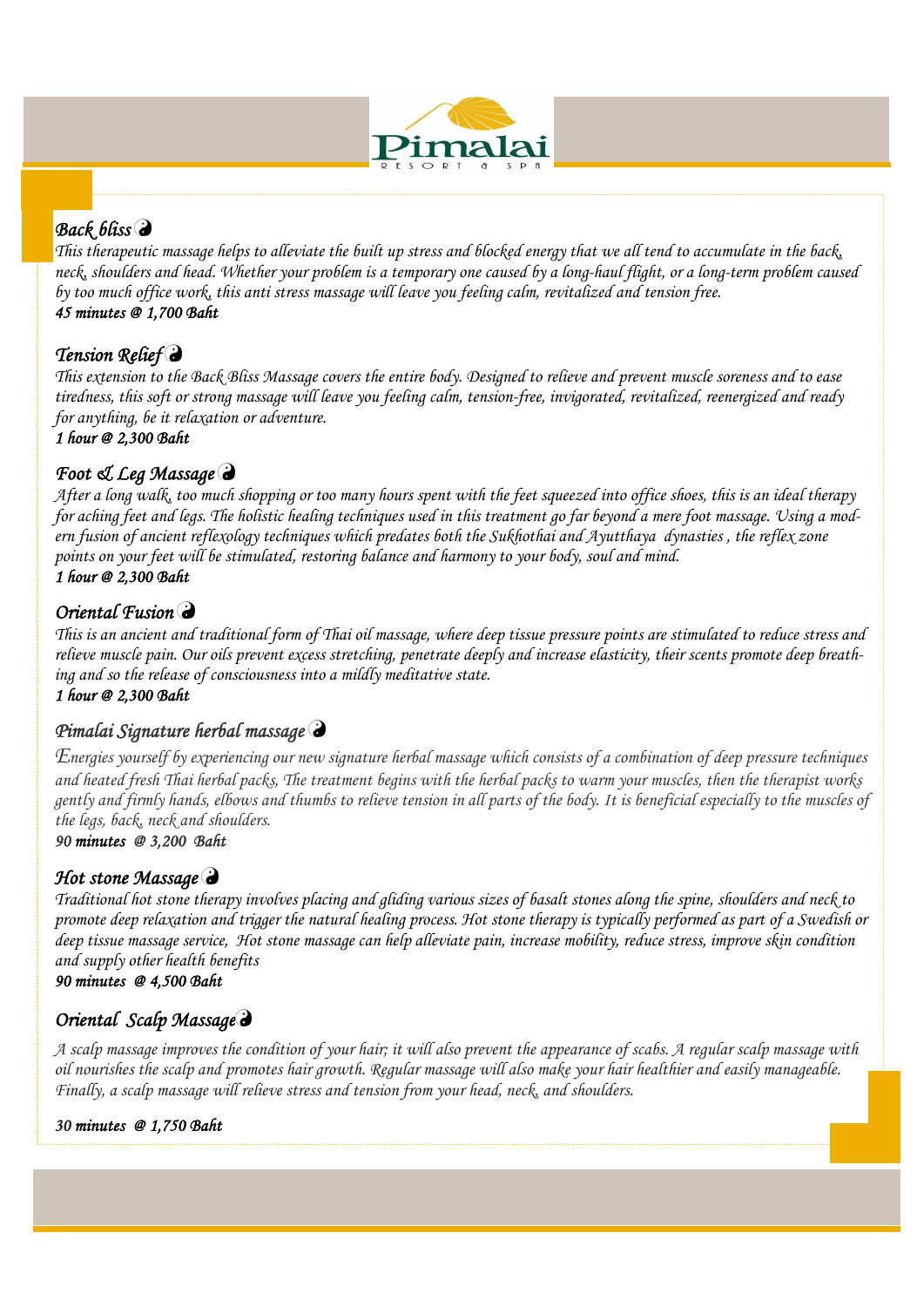### *Back bliss* ☯

*This therapeutic massage helps to alleviate the built up stress and blocked energy that we all tend to accumulate in the back, neck, shoulders and head. Whether your problem is a temporary one caused by a long-haul flight, or a long-term problem caused by too much office work, this anti stress massage will leave you feeling calm, revitalized and tension free.*

***45 minutes @ 1,700 Baht***

### *Tension Relief* ☯

*This extension to the Back Bliss Massage covers the entire body. Designed to relieve and prevent muscle soreness and to ease tiredness, this soft or strong massage will leave you feeling calm, tension-free, invigorated, revitalized, reenergized and ready for anything, be it relaxation or adventure.*

***1 hour @ 2,300 Baht***

### *Foot & Leg Massage* ☯

*After a long walk, too much shopping or too many hours spent with the feet squeezed into office shoes, this is an ideal therapy for aching feet and legs. The holistic healing techniques used in this treatment go far beyond a mere foot massage. Using a modern fusion of ancient reflexology techniques which predates both the Sukhothai and Ayutthaya dynasties , the reflex zone points on your feet will be stimulated, restoring balance and harmony to your body, soul and mind.*

***1 hour @ 2,300 Baht***

### *Oriental Fusion* ☯

*This is an ancient and traditional form of Thai oil massage, where deep tissue pressure points are stimulated to reduce stress and relieve muscle pain. Our oils prevent excess stretching, penetrate deeply and increase elasticity, their scents promote deep breathing and so the release of consciousness into a mildly meditative state.*

***1 hour @ 2,300 Baht***

### *Pimalai Signature herbal massage* ☯

*Energies yourself by experiencing our new signature herbal massage which consists of a combination of deep pressure techniques and heated fresh Thai herbal packs, The treatment begins with the herbal packs to warm your muscles, then the therapist works gently and firmly hands, elbows and thumbs to relieve tension in all parts of the body. It is beneficial especially to the muscles of the legs, back, neck and shoulders.*

***90 minutes @ 3,200 Baht***

### *Hot stone Massage* ☯

*Traditional hot stone therapy involves placing and gliding various sizes of basalt stones along the spine, shoulders and neck to promote deep relaxation and trigger the natural healing process. Hot stone therapy is typically performed as part of a Swedish or deep tissue massage service, Hot stone massage can help alleviate pain, increase mobility, reduce stress, improve skin condition and supply other health benefits*

***90 minutes @ 4,500 Baht***

### *Oriental Scalp Massage* ☯

*A scalp massage improves the condition of your hair; it will also prevent the appearance of scabs. A regular scalp massage with oil nourishes the scalp and promotes hair growth. Regular massage will also make your hair healthier and easily manageable. Finally, a scalp massage will relieve stress and tension from your head, neck, and shoulders.*

***30 minutes @ 1,750 Baht***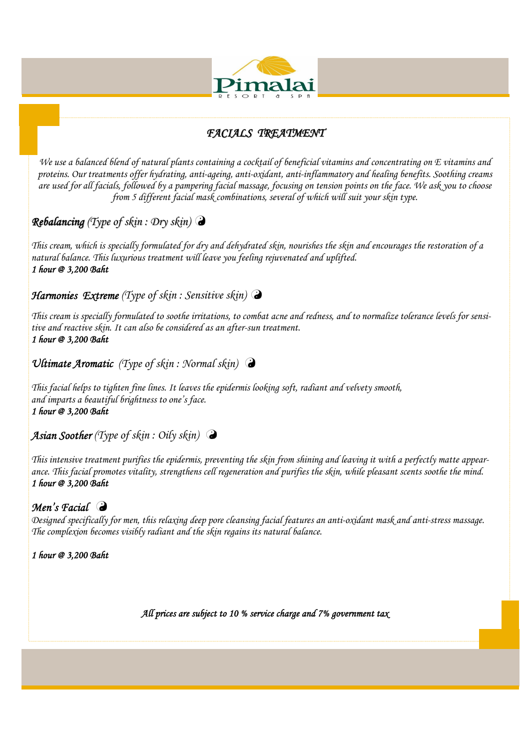# *FACIALS TREATMENT*

*We use a balanced blend of natural plants containing a cocktail of beneficial vitamins and concentrating on E vitamins and proteins. Our treatments offer hydrating, anti-ageing, anti-oxidant, anti-inflammatory and healing benefits. Soothing creams are used for all facials, followed by a pampering facial massage, focusing on tension points on the face. We ask you to choose from 5 different facial mask combinations, several of which will suit your skin type.*

## ***Rebalancing*** *(Type of skin : Dry skin)* ☯

*This cream, which is specially formulated for dry and dehydrated skin, nourishes the skin and encourages the restoration of a natural balance. This luxurious treatment will leave you feeling rejuvenated and uplifted.*
***1 hour @ 3,200 Baht***

## ***Harmonies Extreme*** *(Type of skin : Sensitive skin)* ☯

*This cream is specially formulated to soothe irritations, to combat acne and redness, and to normalize tolerance levels for sensitive and reactive skin. It can also be considered as an after-sun treatment.*
***1 hour @ 3,200 Baht***

## ***Ultimate Aromatic*** *(Type of skin : Normal skin)* ☯

*This facial helps to tighten fine lines. It leaves the epidermis looking soft, radiant and velvety smooth, and imparts a beautiful brightness to one's face.*
***1 hour @ 3,200 Baht***

## ***Asian Soother*** *(Type of skin : Oily skin)* ☯

*This intensive treatment purifies the epidermis, preventing the skin from shining and leaving it with a perfectly matte appearance. This facial promotes vitality, strengthens cell regeneration and purifies the skin, while pleasant scents soothe the mind.*
***1 hour @ 3,200 Baht***

## ***Men's Facial*** ☯

*Designed specifically for men, this relaxing deep pore cleansing facial features an anti-oxidant mask and anti-stress massage. The complexion becomes visibly radiant and the skin regains its natural balance.*

***1 hour @ 3,200 Baht***

***All prices are subject to 10 % service charge and 7% government tax***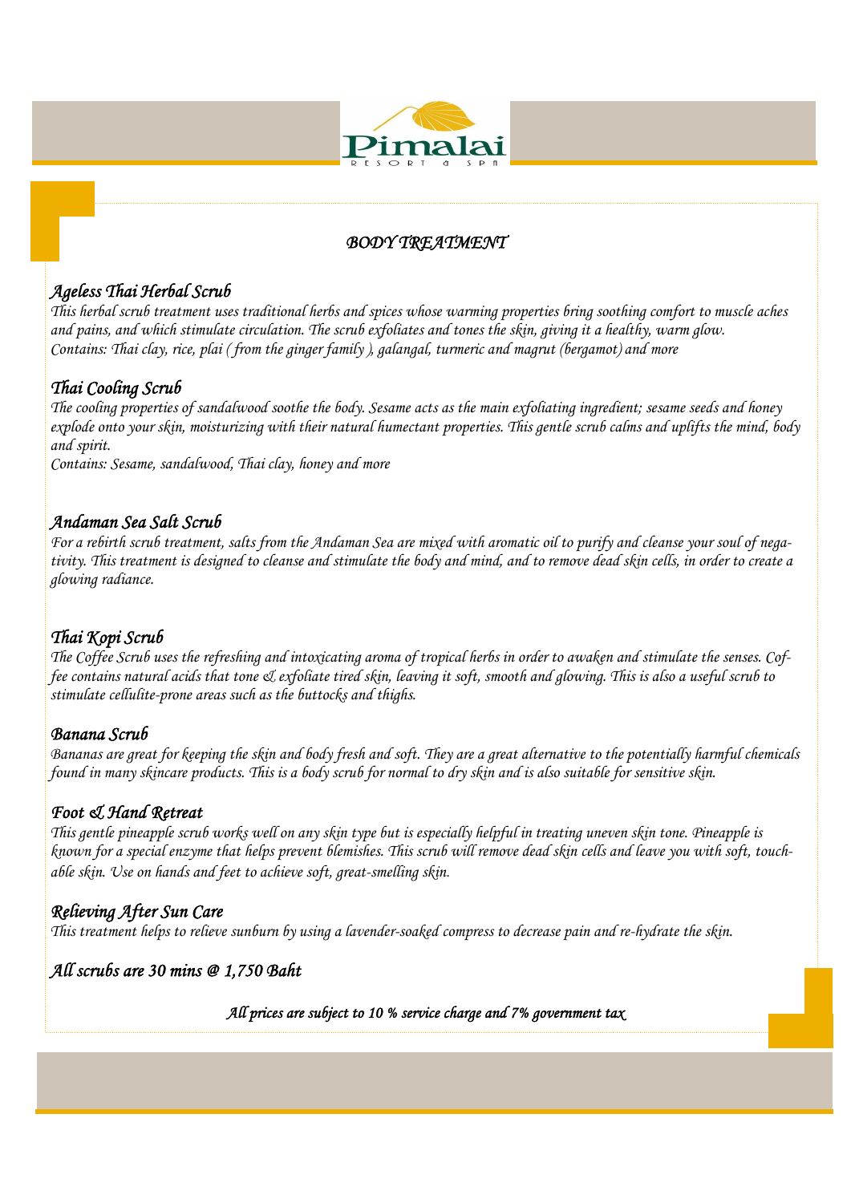# BODY TREATMENT

## Ageless Thai Herbal Scrub

This herbal scrub treatment uses traditional herbs and spices whose warming properties bring soothing comfort to muscle aches and pains, and which stimulate circulation. The scrub exfoliates and tones the skin, giving it a healthy, warm glow.
Contains: Thai clay, rice, plai ( from the ginger family ), galangal, turmeric and magrut (bergamot) and more

## Thai Cooling Scrub

The cooling properties of sandalwood soothe the body. Sesame acts as the main exfoliating ingredient; sesame seeds and honey explode onto your skin, moisturizing with their natural humectant properties. This gentle scrub calms and uplifts the mind, body and spirit.
Contains: Sesame, sandalwood, Thai clay, honey and more

## Andaman Sea Salt Scrub

For a rebirth scrub treatment, salts from the Andaman Sea are mixed with aromatic oil to purify and cleanse your soul of negativity. This treatment is designed to cleanse and stimulate the body and mind, and to remove dead skin cells, in order to create a glowing radiance.

## Thai Kopi Scrub

The Coffee Scrub uses the refreshing and intoxicating aroma of tropical herbs in order to awaken and stimulate the senses. Coffee contains natural acids that tone & exfoliate tired skin, leaving it soft, smooth and glowing. This is also a useful scrub to stimulate cellulite-prone areas such as the buttocks and thighs.

## Banana Scrub

Bananas are great for keeping the skin and body fresh and soft. They are a great alternative to the potentially harmful chemicals found in many skincare products. This is a body scrub for normal to dry skin and is also suitable for sensitive skin.

## Foot & Hand Retreat

This gentle pineapple scrub works well on any skin type but is especially helpful in treating uneven skin tone. Pineapple is known for a special enzyme that helps prevent blemishes. This scrub will remove dead skin cells and leave you with soft, touchable skin. Use on hands and feet to achieve soft, great-smelling skin.

## Relieving After Sun Care

This treatment helps to relieve sunburn by using a lavender-soaked compress to decrease pain and re-hydrate the skin.

## All scrubs are 30 mins @ 1,750 Baht

*All prices are subject to 10 % service charge and 7% government tax*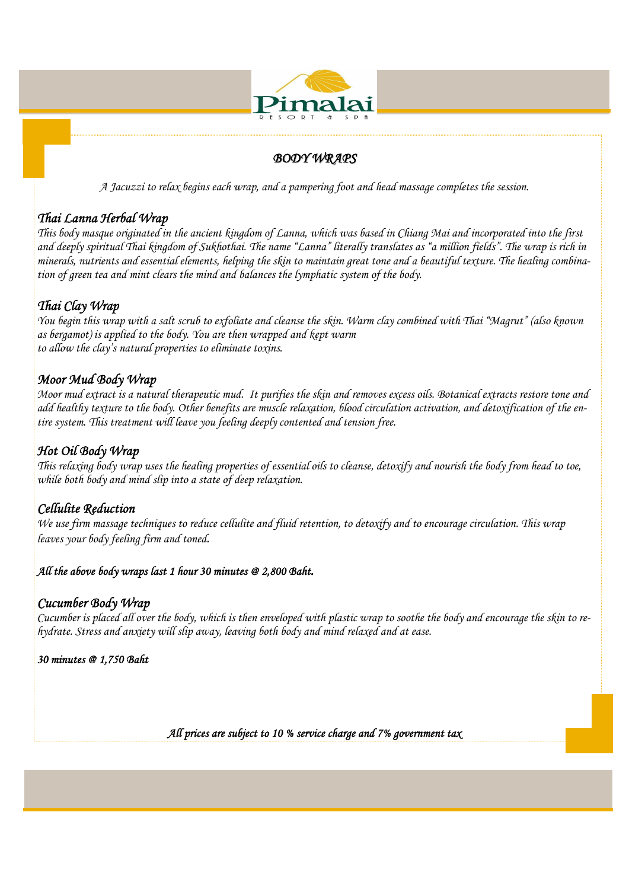# *BODY WRAPS*

*A Jacuzzi to relax begins each wrap, and a pampering foot and head massage completes the session.*

## *Thai Lanna Herbal Wrap*

*This body masque originated in the ancient kingdom of Lanna, which was based in Chiang Mai and incorporated into the first and deeply spiritual Thai kingdom of Sukhothai. The name "Lanna" literally translates as "a million fields". The wrap is rich in minerals, nutrients and essential elements, helping the skin to maintain great tone and a beautiful texture. The healing combination of green tea and mint clears the mind and balances the lymphatic system of the body.*

## *Thai Clay Wrap*

*You begin this wrap with a salt scrub to exfoliate and cleanse the skin. Warm clay combined with Thai "Magrut" (also known as bergamot) is applied to the body. You are then wrapped and kept warm to allow the clay's natural properties to eliminate toxins.*

## *Moor Mud Body Wrap*

*Moor mud extract is a natural therapeutic mud. It purifies the skin and removes excess oils. Botanical extracts restore tone and add healthy texture to the body. Other benefits are muscle relaxation, blood circulation activation, and detoxification of the entire system. This treatment will leave you feeling deeply contented and tension free.*

## *Hot Oil Body Wrap*

*This relaxing body wrap uses the healing properties of essential oils to cleanse, detoxify and nourish the body from head to toe, while both body and mind slip into a state of deep relaxation.*

## *Cellulite Reduction*

*We use firm massage techniques to reduce cellulite and fluid retention, to detoxify and to encourage circulation. This wrap leaves your body feeling firm and toned.*

***All the above body wraps last 1 hour 30 minutes @ 2,800 Baht.***

## *Cucumber Body Wrap*

*Cucumber is placed all over the body, which is then enveloped with plastic wrap to soothe the body and encourage the skin to rehydrate. Stress and anxiety will slip away, leaving both body and mind relaxed and at ease.*

***30 minutes @ 1,750 Baht***

*All prices are subject to 10 % service charge and 7% government tax*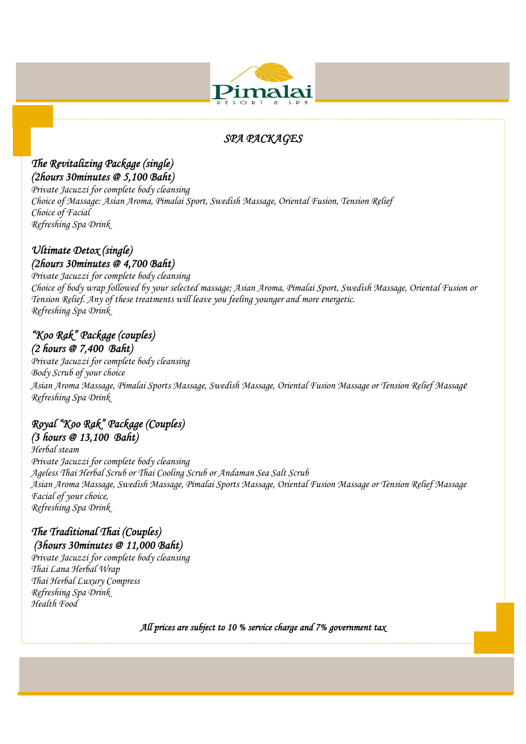Pimalai

RESORT & SPA

# *SPA PACKAGES*

### *The Revitalizing Package (single)*
### *(2hours 30minutes @ 5,100 Baht)*

*Private Jacuzzi for complete body cleansing*
*Choice of Massage: Asian Aroma, Pimalai Sport, Swedish Massage, Oriental Fusion, Tension Relief*
*Choice of Facial*
*Refreshing Spa Drink*

### *Ultimate Detox (single)*
### *(2hours 30minutes @ 4,700 Baht)*

*Private Jacuzzi for complete body cleansing*
*Choice of body wrap followed by your selected massage; Asian Aroma, Pimalai Sport, Swedish Massage, Oriental Fusion or Tension Relief. Any of these treatments will leave you feeling younger and more energetic.*
*Refreshing Spa Drink*

### *"Koo Rak" Package (couples)*
### *(2 hours @ 7,400 Baht)*

*Private Jacuzzi for complete body cleansing*
*Body Scrub of your choice*
*Asian Aroma Massage, Pimalai Sports Massage, Swedish Massage, Oriental Fusion Massage or Tension Relief Massage*
*Refreshing Spa Drink*

### *Royal "Koo Rak" Package (Couples)*
### *(3 hours @ 13,100 Baht)*

*Herbal steam*
*Private Jacuzzi for complete body cleansing*
*Ageless Thai Herbal Scrub or Thai Cooling Scrub or Andaman Sea Salt Scrub*
*Asian Aroma Massage, Swedish Massage, Pimalai Sports Massage, Oriental Fusion Massage or Tension Relief Massage*
*Facial of your choice,*
*Refreshing Spa Drink*

### *The Traditional Thai (Couples)*
### *(3hours 30minutes @ 11,000 Baht)*

*Private Jacuzzi for complete body cleansing*
*Thai Lana Herbal Wrap*
*Thai Herbal Luxury Compress*
*Refreshing Spa Drink*
*Health Food*

***All prices are subject to 10 % service charge and 7% government tax***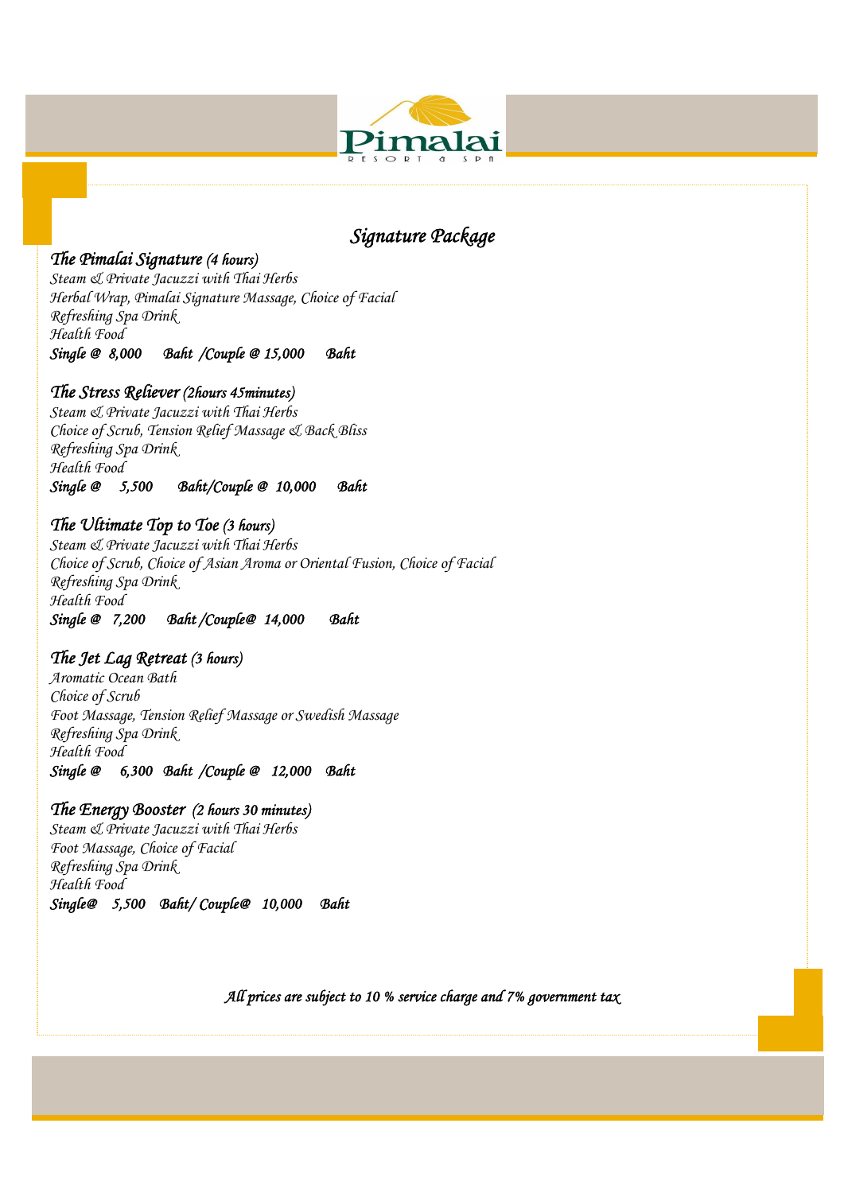## *Signature Package*

### *The Pimalai Signature (4 hours)*

*Steam & Private Jacuzzi with Thai Herbs*
*Herbal Wrap, Pimalai Signature Massage, Choice of Facial*
*Refreshing Spa Drink*
*Health Food*
***Single @ 8,000 Baht /Couple @ 15,000 Baht***

### *The Stress Reliever (2hours 45minutes)*

*Steam & Private Jacuzzi with Thai Herbs*
*Choice of Scrub, Tension Relief Massage & Back Bliss*
*Refreshing Spa Drink*
*Health Food*
***Single @ 5,500 Baht/Couple @ 10,000 Baht***

### *The Ultimate Top to Toe (3 hours)*

*Steam & Private Jacuzzi with Thai Herbs*
*Choice of Scrub, Choice of Asian Aroma or Oriental Fusion, Choice of Facial*
*Refreshing Spa Drink*
*Health Food*
***Single @ 7,200 Baht /Couple@ 14,000 Baht***

### *The Jet Lag Retreat (3 hours)*

*Aromatic Ocean Bath*
*Choice of Scrub*
*Foot Massage, Tension Relief Massage or Swedish Massage*
*Refreshing Spa Drink*
*Health Food*
***Single @ 6,300 Baht /Couple @ 12,000 Baht***

### *The Energy Booster (2 hours 30 minutes)*

*Steam & Private Jacuzzi with Thai Herbs*
*Foot Massage, Choice of Facial*
*Refreshing Spa Drink*
*Health Food*
***Single@ 5,500 Baht/ Couple@ 10,000 Baht***

***All prices are subject to 10 % service charge and 7% government tax***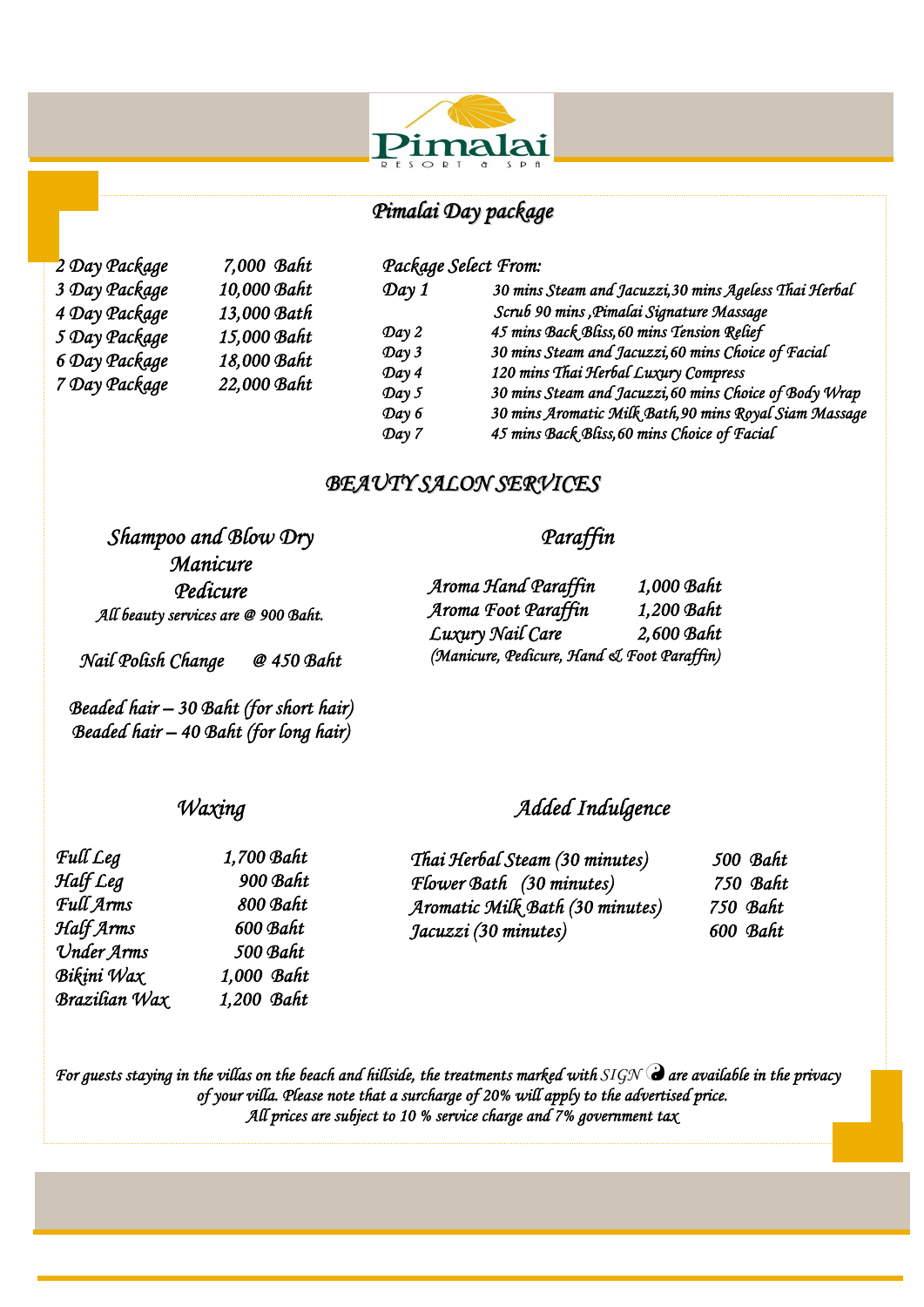# Pimalai Day package

| | |
|---|---|
| 2 Day Package | 7,000 Baht |
| 3 Day Package | 10,000 Baht |
| 4 Day Package | 13,000 Bath |
| 5 Day Package | 15,000 Baht |
| 6 Day Package | 18,000 Baht |
| 7 Day Package | 22,000 Baht |

Package Select From:

| | |
|---|---|
| Day 1 | 30 mins Steam and Jacuzzi,30 mins Ageless Thai Herbal Scrub 90 mins ,Pimalai Signature Massage |
| Day 2 | 45 mins Back Bliss,60 mins Tension Relief |
| Day 3 | 30 mins Steam and Jacuzzi,60 mins Choice of Facial |
| Day 4 | 120 mins Thai Herbal Luxury Compress |
| Day 5 | 30 mins Steam and Jacuzzi,60 mins Choice of Body Wrap |
| Day 6 | 30 mins Aromatic Milk Bath,90 mins Royal Siam Massage |
| Day 7 | 45 mins Back Bliss,60 mins Choice of Facial |

## BEAUTY SALON SERVICES

### Shampoo and Blow Dry
### Manicure
### Pedicure

All beauty services are @ 900 Baht.

Nail Polish Change @ 450 Baht

Beaded hair – 30 Baht (for short hair)
Beaded hair – 40 Baht (for long hair)

### Paraffin

| | |
|---|---|
| Aroma Hand Paraffin | 1,000 Baht |
| Aroma Foot Paraffin | 1,200 Baht |
| Luxury Nail Care | 2,600 Baht |

(Manicure, Pedicure, Hand & Foot Paraffin)

### Waxing

| | |
|---|---|
| Full Leg | 1,700 Baht |
| Half Leg | 900 Baht |
| Full Arms | 800 Baht |
| Half Arms | 600 Baht |
| Under Arms | 500 Baht |
| Bikini Wax | 1,000 Baht |
| Brazilian Wax | 1,200 Baht |

### Added Indulgence

| | |
|---|---|
| Thai Herbal Steam (30 minutes) | 500 Baht |
| Flower Bath (30 minutes) | 750 Baht |
| Aromatic Milk Bath (30 minutes) | 750 Baht |
| Jacuzzi (30 minutes) | 600 Baht |

For guests staying in the villas on the beach and hillside, the treatments marked with SIGN ☯ are available in the privacy of your villa. Please note that a surcharge of 20% will apply to the advertised price.
All prices are subject to 10 % service charge and 7% government tax